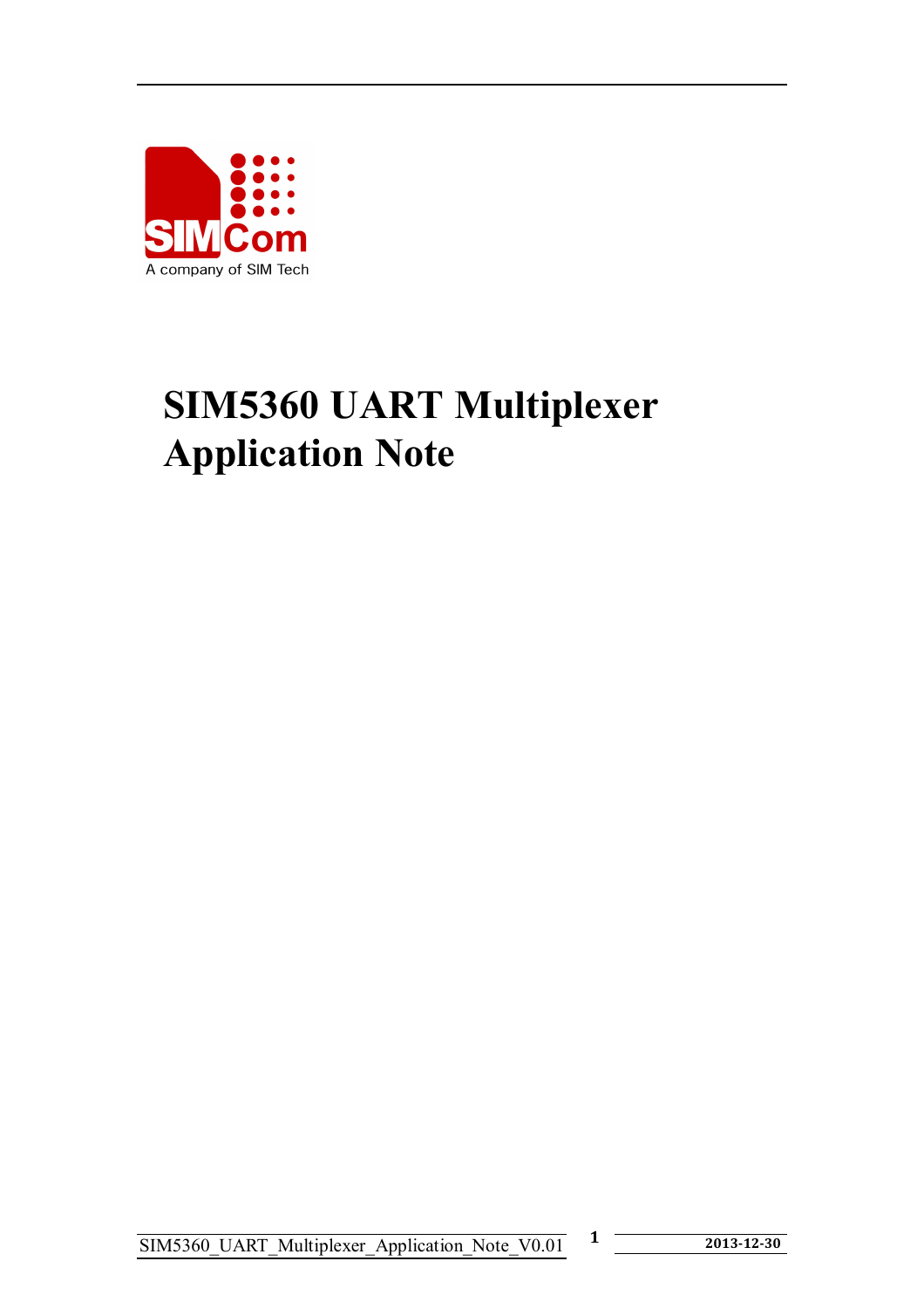SIMCom

A company of SIM Tech

# SIM5360 UART Multiplexer Application Note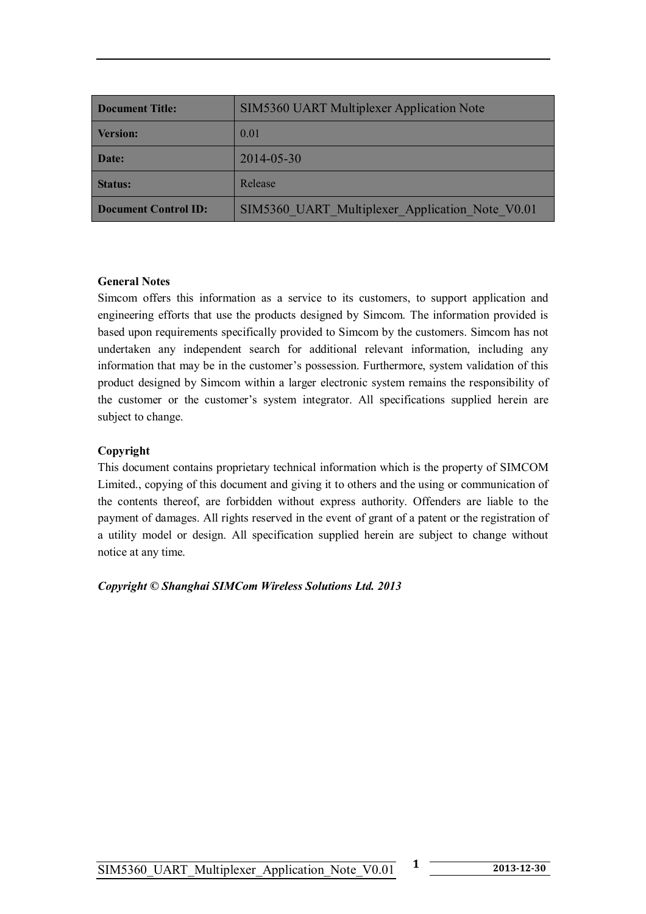| Document Title: | SIM5360 UART Multiplexer Application Note |
| --- | --- |
| Version: | 0.01 |
| Date: | 2014-05-30 |
| Status: | Release |
| Document Control ID: | SIM5360_UART_Multiplexer_Application_Note_V0.01 |

**General Notes**

Simcom offers this information as a service to its customers, to support application and engineering efforts that use the products designed by Simcom. The information provided is based upon requirements specifically provided to Simcom by the customers. Simcom has not undertaken any independent search for additional relevant information, including any information that may be in the customer's possession. Furthermore, system validation of this product designed by Simcom within a larger electronic system remains the responsibility of the customer or the customer's system integrator. All specifications supplied herein are subject to change.

**Copyright**

This document contains proprietary technical information which is the property of SIMCOM Limited., copying of this document and giving it to others and the using or communication of the contents thereof, are forbidden without express authority. Offenders are liable to the payment of damages. All rights reserved in the event of grant of a patent or the registration of a utility model or design. All specification supplied herein are subject to change without notice at any time.

***Copyright © Shanghai SIMCom Wireless Solutions Ltd. 2013***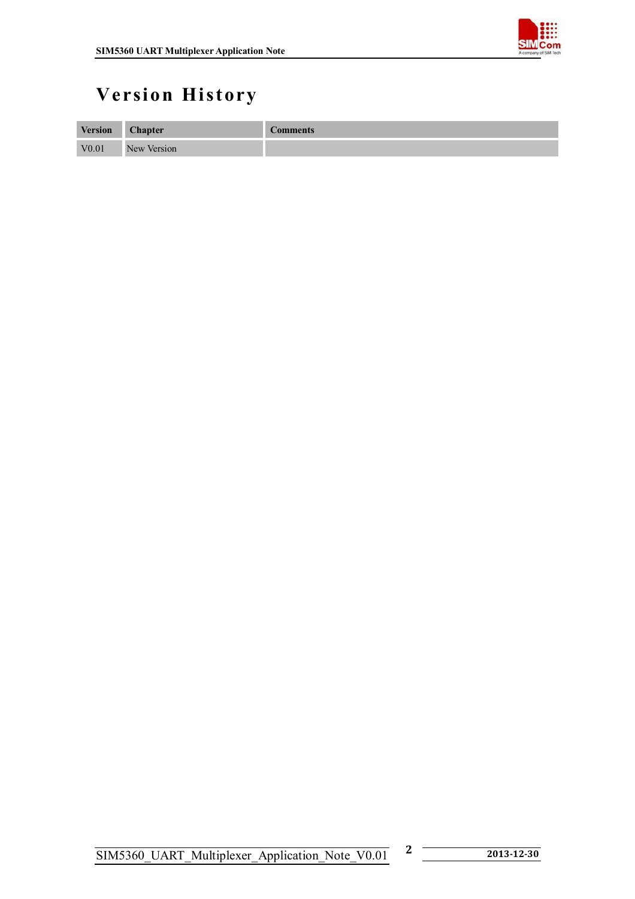# Version History

| Version | Chapter | Comments |
|---|---|---|
| V0.01 | New Version | |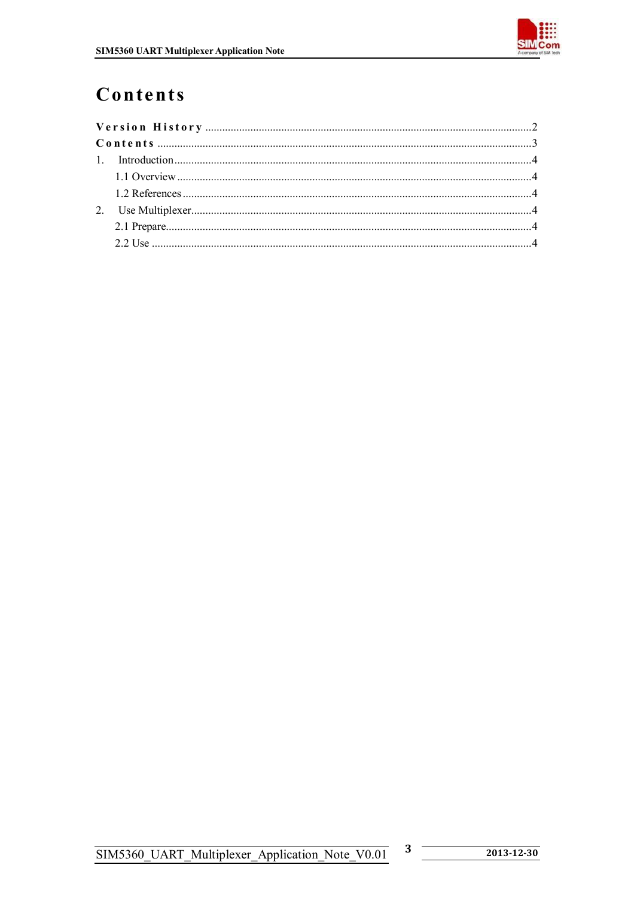# Contents

Version History ........................................................................................................................2
Contents ......................................................................................................................................3
1. Introduction..............................................................................................................................4
   1.1 Overview ............................................................................................................................4
   1.2 References ..........................................................................................................................4
2. Use Multiplexer........................................................................................................................4
   2.1 Prepare.................................................................................................................................4
   2.2 Use ......................................................................................................................................4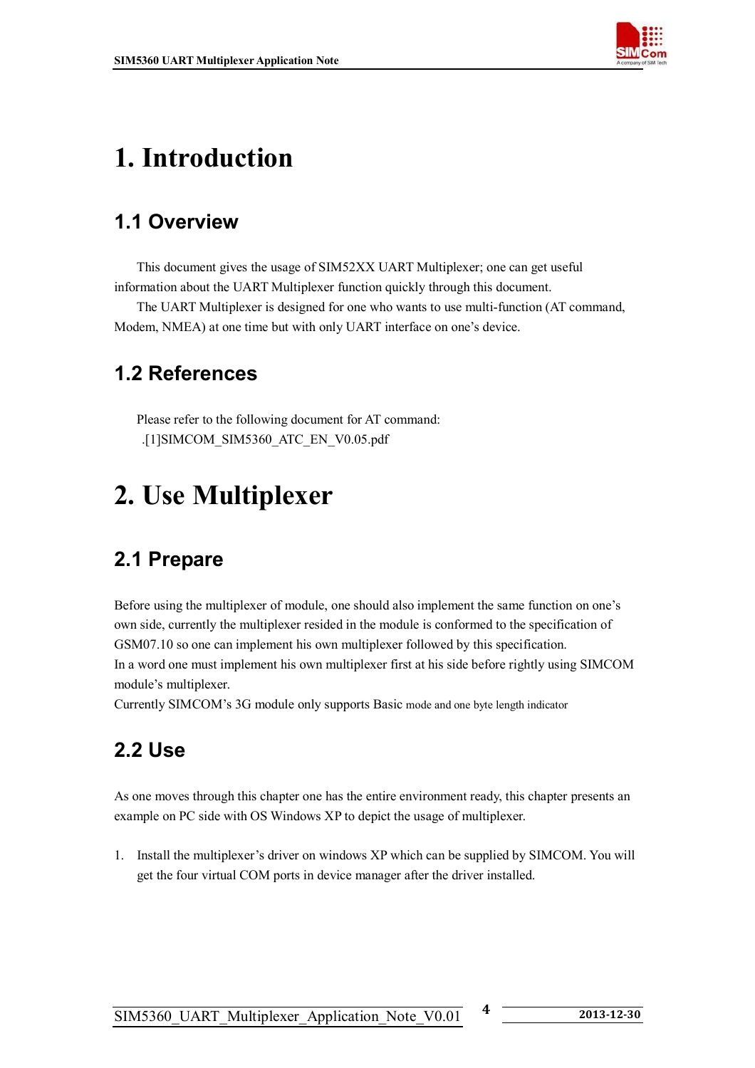# 1. Introduction

## 1.1 Overview

This document gives the usage of SIM52XX UART Multiplexer; one can get useful information about the UART Multiplexer function quickly through this document.

The UART Multiplexer is designed for one who wants to use multi-function (AT command, Modem, NMEA) at one time but with only UART interface on one's device.

## 1.2 References

Please refer to the following document for AT command:

.[1]SIMCOM_SIM5360_ATC_EN_V0.05.pdf

# 2. Use Multiplexer

## 2.1 Prepare

Before using the multiplexer of module, one should also implement the same function on one's own side, currently the multiplexer resided in the module is conformed to the specification of GSM07.10 so one can implement his own multiplexer followed by this specification.

In a word one must implement his own multiplexer first at his side before rightly using SIMCOM module's multiplexer.

Currently SIMCOM's 3G module only supports Basic mode and one byte length indicator

## 2.2 Use

As one moves through this chapter one has the entire environment ready, this chapter presents an example on PC side with OS Windows XP to depict the usage of multiplexer.

1. Install the multiplexer's driver on windows XP which can be supplied by SIMCOM. You will get the four virtual COM ports in device manager after the driver installed.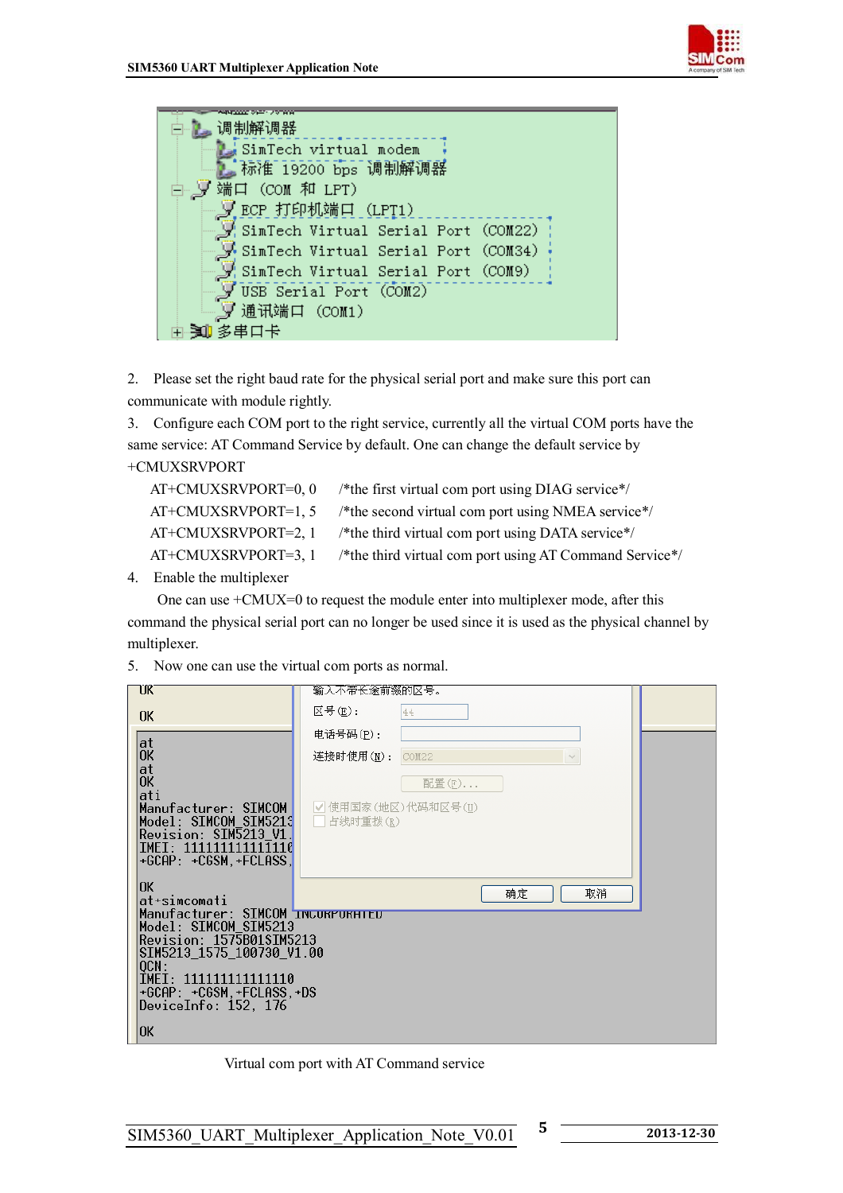2. Please set the right baud rate for the physical serial port and make sure this port can communicate with module rightly.

3. Configure each COM port to the right service, currently all the virtual COM ports have the same service: AT Command Service by default. One can change the default service by +CMUXSRVPORT

```
AT+CMUXSRVPORT=0, 0     /*the first virtual com port using DIAG service*/
AT+CMUXSRVPORT=1, 5     /*the second virtual com port using NMEA service*/
AT+CMUXSRVPORT=2, 1     /*the third virtual com port using DATA service*/
AT+CMUXSRVPORT=3, 1     /*the third virtual com port using AT Command Service*/
```

4. Enable the multiplexer

   One can use +CMUX=0 to request the module enter into multiplexer mode, after this command the physical serial port can no longer be used since it is used as the physical channel by multiplexer.

5. Now one can use the virtual com ports as normal.

Virtual com port with AT Command service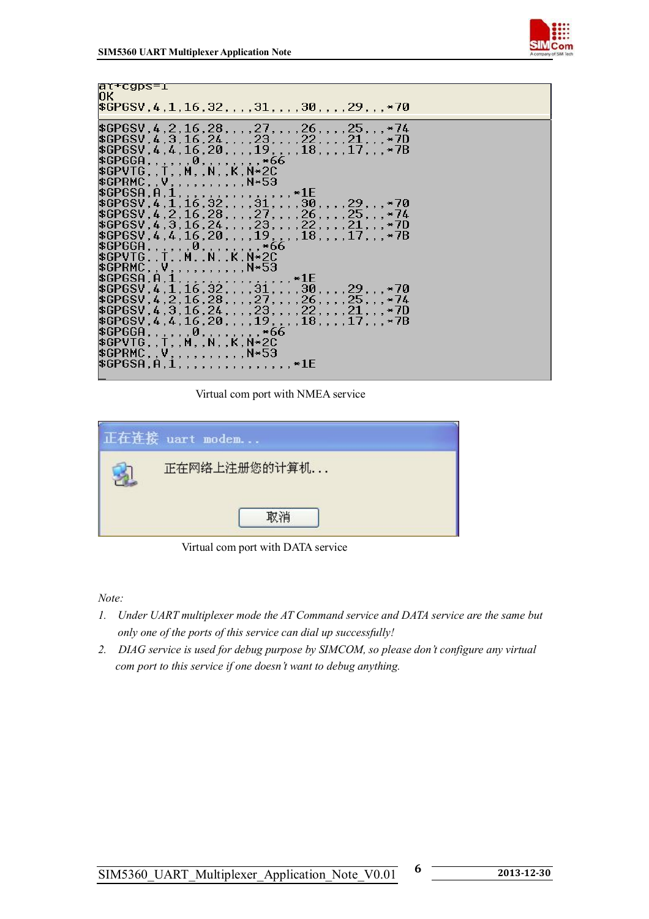```
at+cgps=1
OK
$GPGSV,4,1,16,32,,,31,,,30,,,29,,,*70

$GPGSV,4,2,16,28,,,27,,,26,,,25,,,*74
$GPGSV,4,3,16,24,,,23,,,22,,,21,,,*7D
$GPGSV,4,4,16,20,,,19,,,18,,,17,,,*7B
$GPGGA,,,,,,0,,,,,,,,*66
$GPVTG,,T,,M,,N,,K,N*2C
$GPRMC,,V,,,,,,,,,,N*53
$GPGSA,A,1,,,,,,,,,,,,,,,*1E
$GPGSV,4,1,16,32,,,31,,,30,,,29,,,*70
$GPGSV,4,2,16,28,,,27,,,26,,,25,,,*74
$GPGSV,4,3,16,24,,,23,,,22,,,21,,,*7D
$GPGSV,4,4,16,20,,,19,,,18,,,17,,,*7B
$GPGGA,,,,,,0,,,,,,,,*66
$GPVTG,,T,,M,,N,,K,N*2C
$GPRMC,,V,,,,,,,,,,N*53
$GPGSA,A,1,,,,,,,,,,,,,,,*1E
$GPGSV,4,1,16,32,,,31,,,30,,,29,,,*70
$GPGSV,4,2,16,28,,,27,,,26,,,25,,,*74
$GPGSV,4,3,16,24,,,23,,,22,,,21,,,*7D
$GPGSV,4,4,16,20,,,19,,,18,,,17,,,*7B
$GPGGA,,,,,,0,,,,,,,,*66
$GPVTG,,T,,M,,N,,K,N*2C
$GPRMC,,V,,,,,,,,,,N*53
$GPGSA,A,1,,,,,,,,,,,,,,,*1E
```

Virtual com port with NMEA service

正在连接 uart modem...

正在网络上注册您的计算机...

取消

Virtual com port with DATA service

*Note:*

1. *Under UART multiplexer mode the AT Command service and DATA service are the same but only one of the ports of this service can dial up successfully!*
2. *DIAG service is used for debug purpose by SIMCOM, so please don't configure any virtual com port to this service if one doesn't want to debug anything.*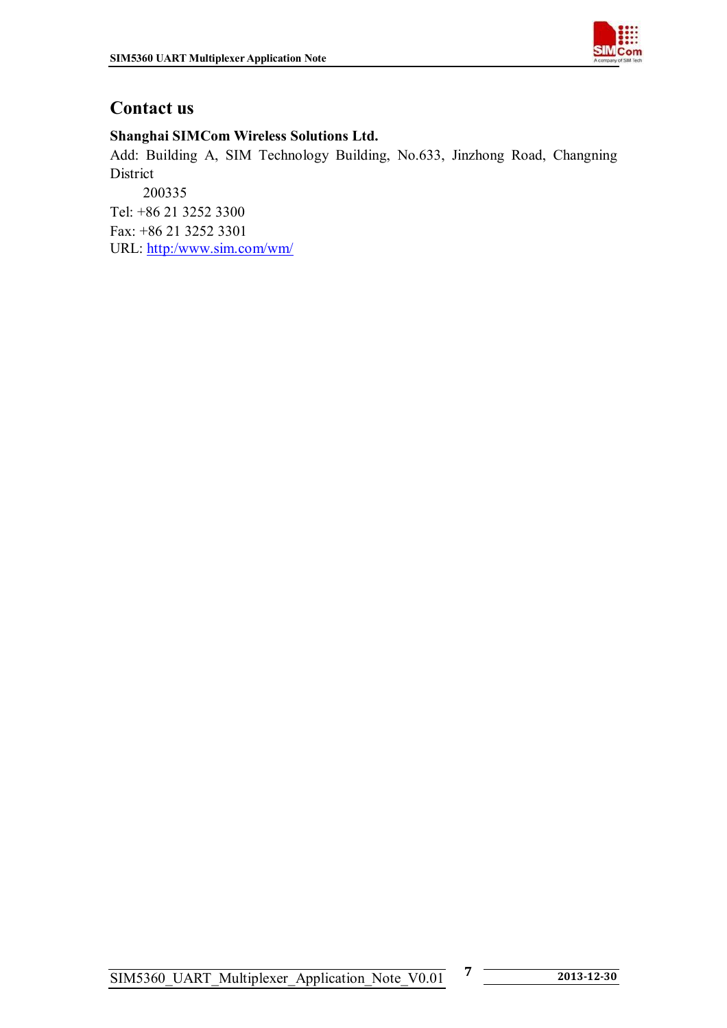## Contact us

**Shanghai SIMCom Wireless Solutions Ltd.**

Add: Building A, SIM Technology Building, No.633, Jinzhong Road, Changning District

200335

Tel: +86 21 3252 3300

Fax: +86 21 3252 3301

URL: http:/www.sim.com/wm/